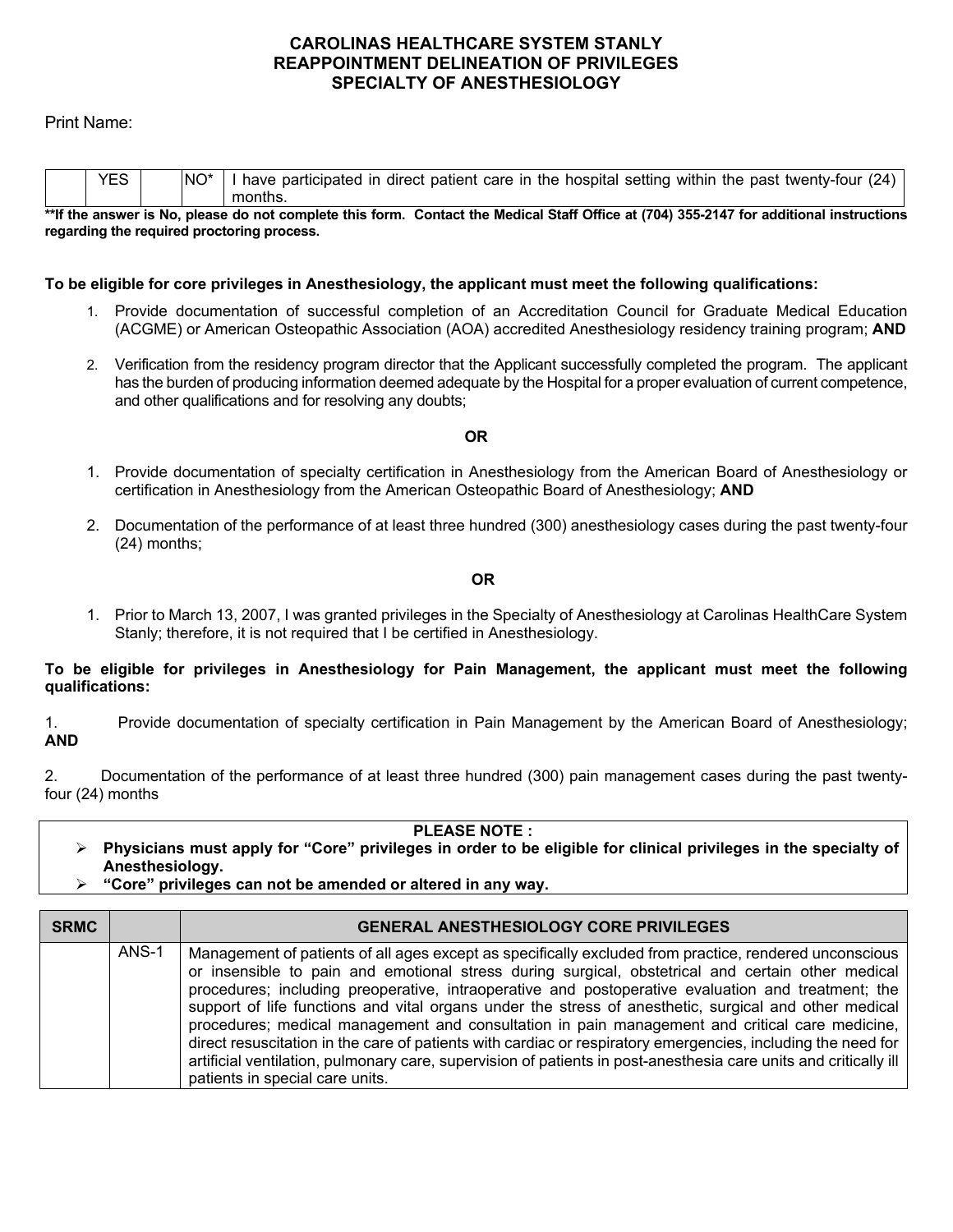**CAROLINAS HEALTHCARE SYSTEM STANLY**
**REAPPOINTMENT DELINEATION OF PRIVILEGES**
**SPECIALTY OF ANESTHESIOLOGY**

Print Name:

| | YES | | NO* | I have participated in direct patient care in the hospital setting within the past twenty-four (24) months. |
|---|---|---|---|---|

**\*\*If the answer is No, please do not complete this form. Contact the Medical Staff Office at (704) 355-2147 for additional instructions regarding the required proctoring process.**

**To be eligible for core privileges in Anesthesiology, the applicant must meet the following qualifications:**

1. Provide documentation of successful completion of an Accreditation Council for Graduate Medical Education (ACGME) or American Osteopathic Association (AOA) accredited Anesthesiology residency training program; **AND**
2. Verification from the residency program director that the Applicant successfully completed the program. The applicant has the burden of producing information deemed adequate by the Hospital for a proper evaluation of current competence, and other qualifications and for resolving any doubts;

**OR**

1. Provide documentation of specialty certification in Anesthesiology from the American Board of Anesthesiology or certification in Anesthesiology from the American Osteopathic Board of Anesthesiology; **AND**
2. Documentation of the performance of at least three hundred (300) anesthesiology cases during the past twenty-four (24) months;

**OR**

1. Prior to March 13, 2007, I was granted privileges in the Specialty of Anesthesiology at Carolinas HealthCare System Stanly; therefore, it is not required that I be certified in Anesthesiology.

**To be eligible for privileges in Anesthesiology for Pain Management, the applicant must meet the following qualifications:**

1. Provide documentation of specialty certification in Pain Management by the American Board of Anesthesiology; **AND**

2. Documentation of the performance of at least three hundred (300) pain management cases during the past twenty-four (24) months

**PLEASE NOTE :**

- **Physicians must apply for "Core" privileges in order to be eligible for clinical privileges in the specialty of Anesthesiology.**
- **"Core" privileges can not be amended or altered in any way.**

| SRMC | | GENERAL ANESTHESIOLOGY CORE PRIVILEGES |
|---|---|---|
| | ANS-1 | Management of patients of all ages except as specifically excluded from practice, rendered unconscious or insensible to pain and emotional stress during surgical, obstetrical and certain other medical procedures; including preoperative, intraoperative and postoperative evaluation and treatment; the support of life functions and vital organs under the stress of anesthetic, surgical and other medical procedures; medical management and consultation in pain management and critical care medicine, direct resuscitation in the care of patients with cardiac or respiratory emergencies, including the need for artificial ventilation, pulmonary care, supervision of patients in post-anesthesia care units and critically ill patients in special care units. |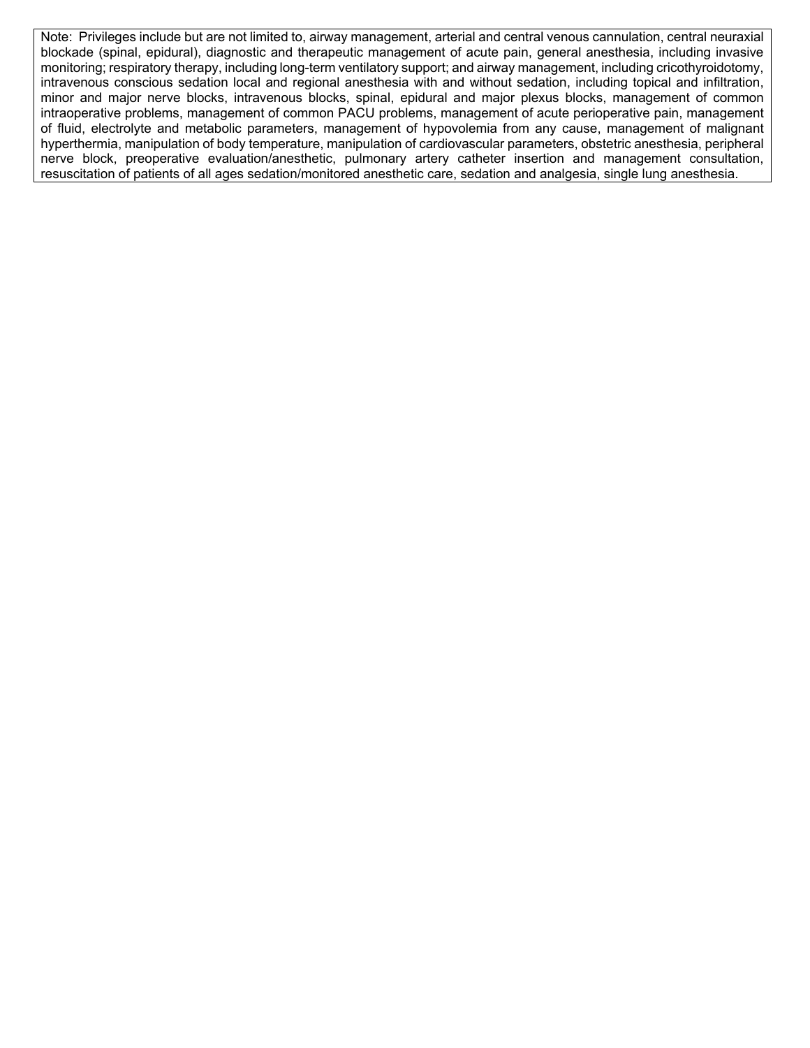Note: Privileges include but are not limited to, airway management, arterial and central venous cannulation, central neuraxial blockade (spinal, epidural), diagnostic and therapeutic management of acute pain, general anesthesia, including invasive monitoring; respiratory therapy, including long-term ventilatory support; and airway management, including cricothyroidotomy, intravenous conscious sedation local and regional anesthesia with and without sedation, including topical and infiltration, minor and major nerve blocks, intravenous blocks, spinal, epidural and major plexus blocks, management of common intraoperative problems, management of common PACU problems, management of acute perioperative pain, management of fluid, electrolyte and metabolic parameters, management of hypovolemia from any cause, management of malignant hyperthermia, manipulation of body temperature, manipulation of cardiovascular parameters, obstetric anesthesia, peripheral nerve block, preoperative evaluation/anesthetic, pulmonary artery catheter insertion and management consultation, resuscitation of patients of all ages sedation/monitored anesthetic care, sedation and analgesia, single lung anesthesia.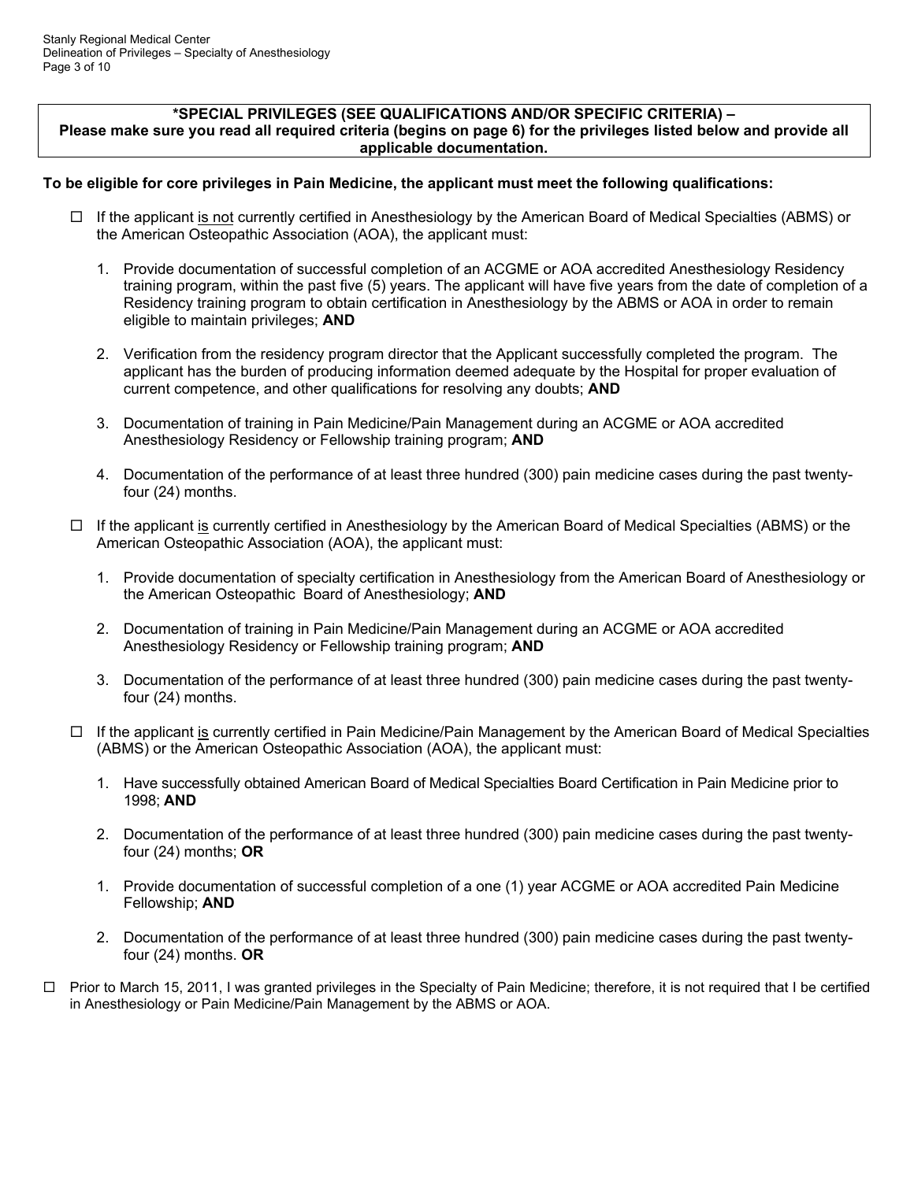**\*SPECIAL PRIVILEGES (SEE QUALIFICATIONS AND/OR SPECIFIC CRITERIA) – Please make sure you read all required criteria (begins on page 6) for the privileges listed below and provide all applicable documentation.**

**To be eligible for core privileges in Pain Medicine, the applicant must meet the following qualifications:**

- ☐ If the applicant is not currently certified in Anesthesiology by the American Board of Medical Specialties (ABMS) or the American Osteopathic Association (AOA), the applicant must:

  1. Provide documentation of successful completion of an ACGME or AOA accredited Anesthesiology Residency training program, within the past five (5) years. The applicant will have five years from the date of completion of a Residency training program to obtain certification in Anesthesiology by the ABMS or AOA in order to remain eligible to maintain privileges; **AND**

  2. Verification from the residency program director that the Applicant successfully completed the program. The applicant has the burden of producing information deemed adequate by the Hospital for proper evaluation of current competence, and other qualifications for resolving any doubts; **AND**

  3. Documentation of training in Pain Medicine/Pain Management during an ACGME or AOA accredited Anesthesiology Residency or Fellowship training program; **AND**

  4. Documentation of the performance of at least three hundred (300) pain medicine cases during the past twenty-four (24) months.

- ☐ If the applicant is currently certified in Anesthesiology by the American Board of Medical Specialties (ABMS) or the American Osteopathic Association (AOA), the applicant must:

  1. Provide documentation of specialty certification in Anesthesiology from the American Board of Anesthesiology or the American Osteopathic Board of Anesthesiology; **AND**

  2. Documentation of training in Pain Medicine/Pain Management during an ACGME or AOA accredited Anesthesiology Residency or Fellowship training program; **AND**

  3. Documentation of the performance of at least three hundred (300) pain medicine cases during the past twenty-four (24) months.

- ☐ If the applicant is currently certified in Pain Medicine/Pain Management by the American Board of Medical Specialties (ABMS) or the American Osteopathic Association (AOA), the applicant must:

  1. Have successfully obtained American Board of Medical Specialties Board Certification in Pain Medicine prior to 1998; **AND**

  2. Documentation of the performance of at least three hundred (300) pain medicine cases during the past twenty-four (24) months; **OR**

  1. Provide documentation of successful completion of a one (1) year ACGME or AOA accredited Pain Medicine Fellowship; **AND**

  2. Documentation of the performance of at least three hundred (300) pain medicine cases during the past twenty-four (24) months. **OR**

☐ Prior to March 15, 2011, I was granted privileges in the Specialty of Pain Medicine; therefore, it is not required that I be certified in Anesthesiology or Pain Medicine/Pain Management by the ABMS or AOA.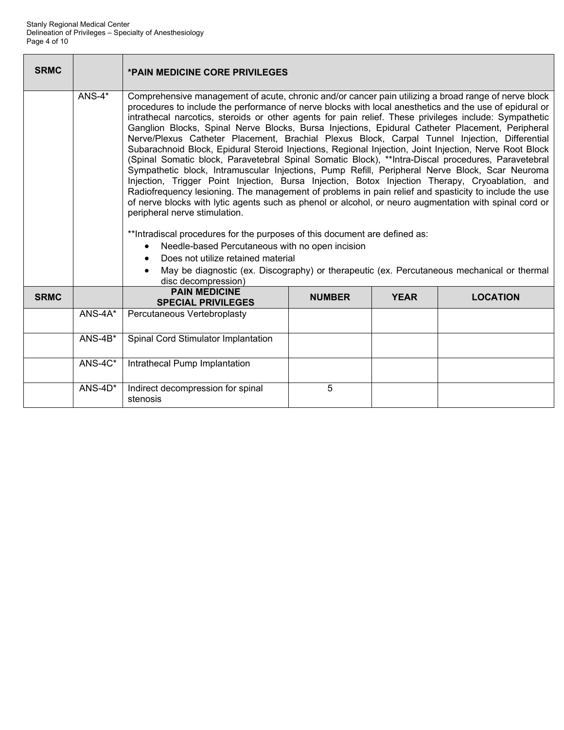| SRMC | | *PAIN MEDICINE CORE PRIVILEGES |
|---|---|---|
| | ANS-4* | Comprehensive management of acute, chronic and/or cancer pain utilizing a broad range of nerve block procedures to include the performance of nerve blocks with local anesthetics and the use of epidural or intrathecal narcotics, steroids or other agents for pain relief. These privileges include: Sympathetic Ganglion Blocks, Spinal Nerve Blocks, Bursa Injections, Epidural Catheter Placement, Peripheral Nerve/Plexus Catheter Placement, Brachial Plexus Block, Carpal Tunnel Injection, Differential Subarachnoid Block, Epidural Steroid Injections, Regional Injection, Joint Injection, Nerve Root Block (Spinal Somatic block, Paravetebral Spinal Somatic Block), **Intra-Discal procedures, Paravetebral Sympathetic block, Intramuscular Injections, Pump Refill, Peripheral Nerve Block, Scar Neuroma Injection, Trigger Point Injection, Bursa Injection, Botox Injection Therapy, Cryoablation, and Radiofrequency lesioning. The management of problems in pain relief and spasticity to include the use of nerve blocks with lytic agents such as phenol or alcohol, or neuro augmentation with spinal cord or peripheral nerve stimulation.<br><br>**Intradiscal procedures for the purposes of this document are defined as:<br>• Needle-based Percutaneous with no open incision<br>• Does not utilize retained material<br>• May be diagnostic (ex. Discography) or therapeutic (ex. Percutaneous mechanical or thermal disc decompression) |

| SRMC | | PAIN MEDICINE SPECIAL PRIVILEGES | NUMBER | YEAR | LOCATION |
|---|---|---|---|---|---|
| | ANS-4A* | Percutaneous Vertebroplasty | | | |
| | ANS-4B* | Spinal Cord Stimulator Implantation | | | |
| | ANS-4C* | Intrathecal Pump Implantation | | | |
| | ANS-4D* | Indirect decompression for spinal stenosis | 5 | | |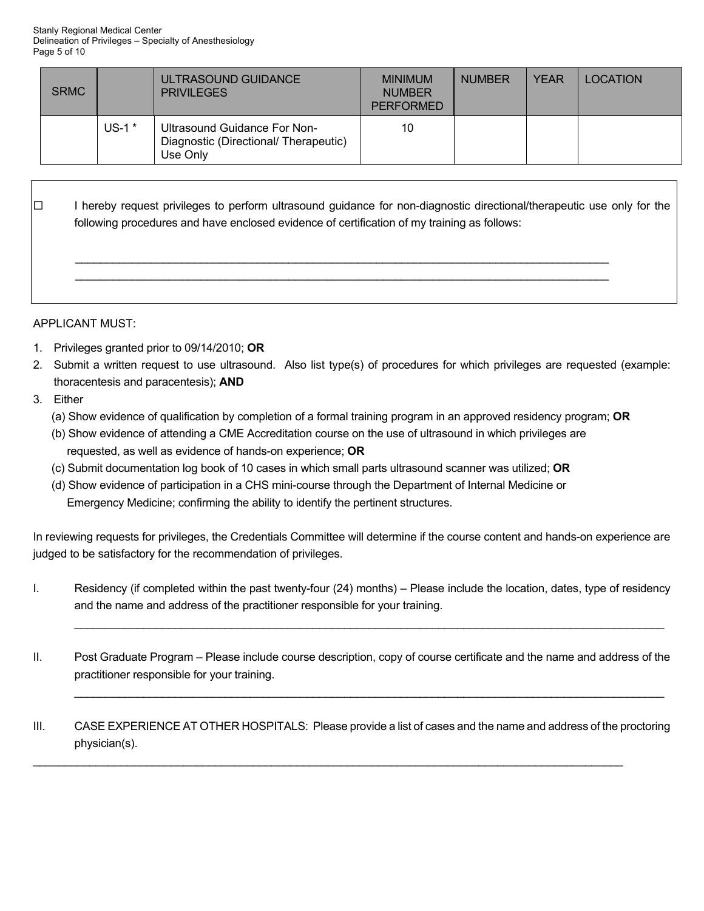| SRMC | | ULTRASOUND GUIDANCE PRIVILEGES | MINIMUM NUMBER PERFORMED | NUMBER | YEAR | LOCATION |
|---|---|---|---|---|---|---|
| | US-1 * | Ultrasound Guidance For Non-Diagnostic (Directional/ Therapeutic) Use Only | 10 | | | |

☐ I hereby request privileges to perform ultrasound guidance for non-diagnostic directional/therapeutic use only for the following procedures and have enclosed evidence of certification of my training as follows:

\_\_\_\_\_\_\_\_\_\_\_\_\_\_\_\_\_\_\_\_\_\_\_\_\_\_\_\_\_\_\_\_\_\_\_\_\_\_\_\_\_\_\_\_\_\_\_\_\_\_\_\_\_\_\_\_\_\_\_\_\_\_\_\_\_\_\_\_\_\_\_\_\_\_\_\_\_\_

\_\_\_\_\_\_\_\_\_\_\_\_\_\_\_\_\_\_\_\_\_\_\_\_\_\_\_\_\_\_\_\_\_\_\_\_\_\_\_\_\_\_\_\_\_\_\_\_\_\_\_\_\_\_\_\_\_\_\_\_\_\_\_\_\_\_\_\_\_\_\_\_\_\_\_\_\_\_

APPLICANT MUST:

1. Privileges granted prior to 09/14/2010; **OR**
2. Submit a written request to use ultrasound. Also list type(s) of procedures for which privileges are requested (example: thoracentesis and paracentesis); **AND**
3. Either
   (a) Show evidence of qualification by completion of a formal training program in an approved residency program; **OR**
   (b) Show evidence of attending a CME Accreditation course on the use of ultrasound in which privileges are requested, as well as evidence of hands-on experience; **OR**
   (c) Submit documentation log book of 10 cases in which small parts ultrasound scanner was utilized; **OR**
   (d) Show evidence of participation in a CHS mini-course through the Department of Internal Medicine or Emergency Medicine; confirming the ability to identify the pertinent structures.

In reviewing requests for privileges, the Credentials Committee will determine if the course content and hands-on experience are judged to be satisfactory for the recommendation of privileges.

I. Residency (if completed within the past twenty-four (24) months) – Please include the location, dates, type of residency and the name and address of the practitioner responsible for your training.

\_\_\_\_\_\_\_\_\_\_\_\_\_\_\_\_\_\_\_\_\_\_\_\_\_\_\_\_\_\_\_\_\_\_\_\_\_\_\_\_\_\_\_\_\_\_\_\_\_\_\_\_\_\_\_\_\_\_\_\_\_\_\_\_\_\_\_\_\_\_\_\_\_\_\_\_\_\_

II. Post Graduate Program – Please include course description, copy of course certificate and the name and address of the practitioner responsible for your training.

\_\_\_\_\_\_\_\_\_\_\_\_\_\_\_\_\_\_\_\_\_\_\_\_\_\_\_\_\_\_\_\_\_\_\_\_\_\_\_\_\_\_\_\_\_\_\_\_\_\_\_\_\_\_\_\_\_\_\_\_\_\_\_\_\_\_\_\_\_\_\_\_\_\_\_\_\_\_

III. CASE EXPERIENCE AT OTHER HOSPITALS: Please provide a list of cases and the name and address of the proctoring physician(s).

\_\_\_\_\_\_\_\_\_\_\_\_\_\_\_\_\_\_\_\_\_\_\_\_\_\_\_\_\_\_\_\_\_\_\_\_\_\_\_\_\_\_\_\_\_\_\_\_\_\_\_\_\_\_\_\_\_\_\_\_\_\_\_\_\_\_\_\_\_\_\_\_\_\_\_\_\_\_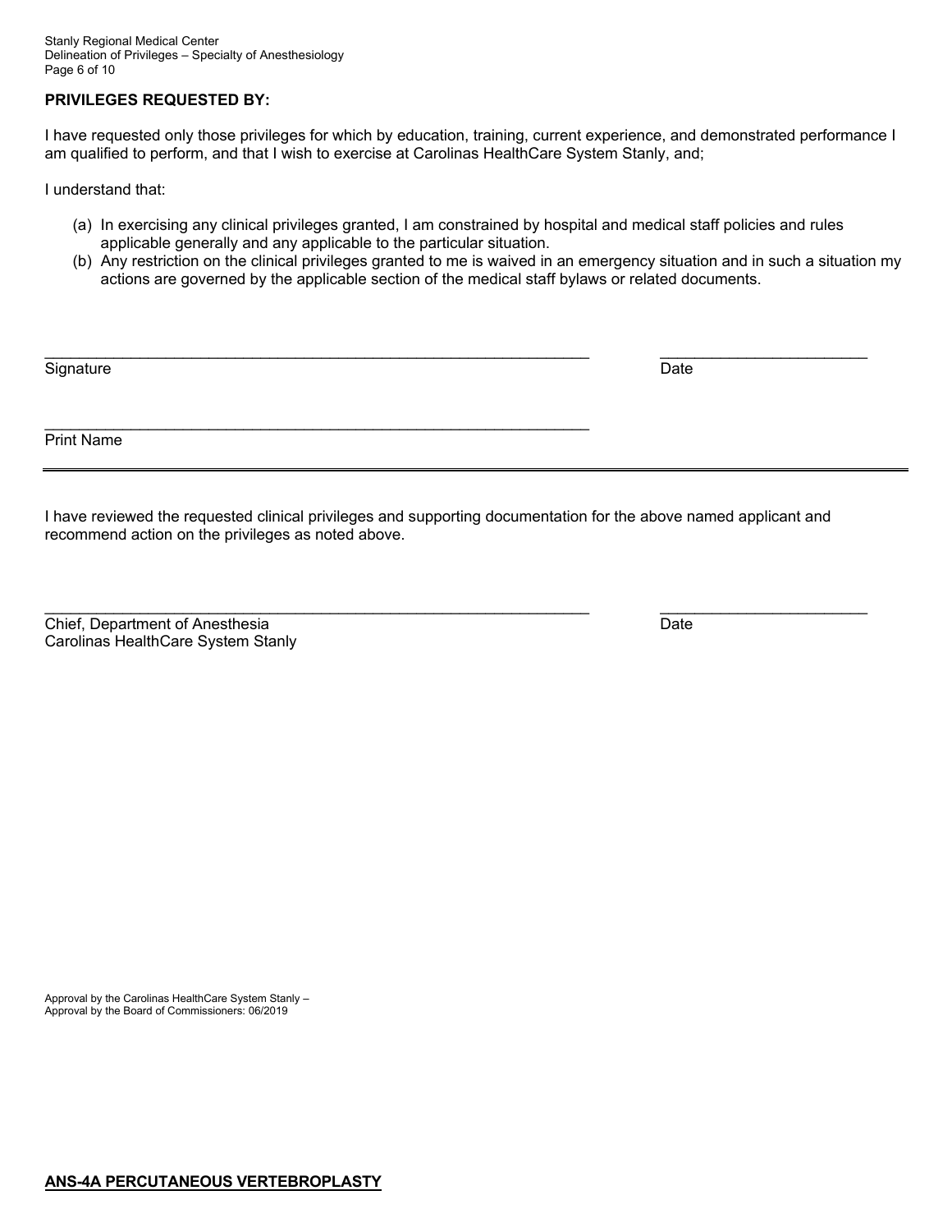**PRIVILEGES REQUESTED BY:**

I have requested only those privileges for which by education, training, current experience, and demonstrated performance I am qualified to perform, and that I wish to exercise at Carolinas HealthCare System Stanly, and;

I understand that:

(a) In exercising any clinical privileges granted, I am constrained by hospital and medical staff policies and rules applicable generally and any applicable to the particular situation.
(b) Any restriction on the clinical privileges granted to me is waived in an emergency situation and in such a situation my actions are governed by the applicable section of the medical staff bylaws or related documents.

_______________________________________________ &nbsp;&nbsp;&nbsp;&nbsp; ____________________
Signature &nbsp;&nbsp;&nbsp;&nbsp; Date

_______________________________________________
Print Name

---

I have reviewed the requested clinical privileges and supporting documentation for the above named applicant and recommend action on the privileges as noted above.

_______________________________________________ &nbsp;&nbsp;&nbsp;&nbsp; ____________________
Chief, Department of Anesthesia &nbsp;&nbsp;&nbsp;&nbsp; Date
Carolinas HealthCare System Stanly

Approval by the Carolinas HealthCare System Stanly –
Approval by the Board of Commissioners: 06/2019

**ANS-4A PERCUTANEOUS VERTEBROPLASTY**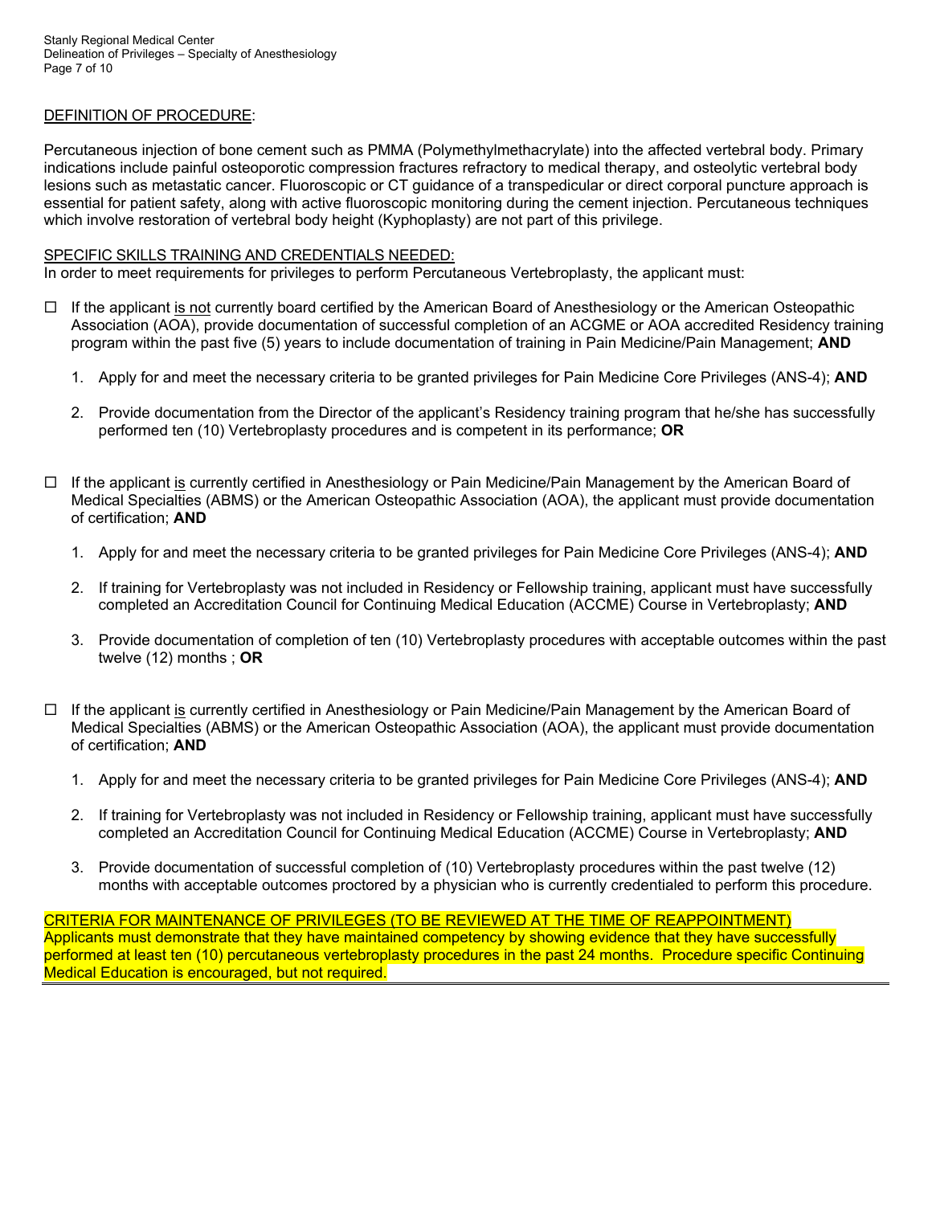DEFINITION OF PROCEDURE:

Percutaneous injection of bone cement such as PMMA (Polymethylmethacrylate) into the affected vertebral body. Primary indications include painful osteoporotic compression fractures refractory to medical therapy, and osteolytic vertebral body lesions such as metastatic cancer. Fluoroscopic or CT guidance of a transpedicular or direct corporal puncture approach is essential for patient safety, along with active fluoroscopic monitoring during the cement injection. Percutaneous techniques which involve restoration of vertebral body height (Kyphoplasty) are not part of this privilege.

SPECIFIC SKILLS TRAINING AND CREDENTIALS NEEDED:

In order to meet requirements for privileges to perform Percutaneous Vertebroplasty, the applicant must:

- ☐ If the applicant is not currently board certified by the American Board of Anesthesiology or the American Osteopathic Association (AOA), provide documentation of successful completion of an ACGME or AOA accredited Residency training program within the past five (5) years to include documentation of training in Pain Medicine/Pain Management; **AND**
  1. Apply for and meet the necessary criteria to be granted privileges for Pain Medicine Core Privileges (ANS-4); **AND**
  2. Provide documentation from the Director of the applicant's Residency training program that he/she has successfully performed ten (10) Vertebroplasty procedures and is competent in its performance; **OR**

- ☐ If the applicant is currently certified in Anesthesiology or Pain Medicine/Pain Management by the American Board of Medical Specialties (ABMS) or the American Osteopathic Association (AOA), the applicant must provide documentation of certification; **AND**
  1. Apply for and meet the necessary criteria to be granted privileges for Pain Medicine Core Privileges (ANS-4); **AND**
  2. If training for Vertebroplasty was not included in Residency or Fellowship training, applicant must have successfully completed an Accreditation Council for Continuing Medical Education (ACCME) Course in Vertebroplasty; **AND**
  3. Provide documentation of completion of ten (10) Vertebroplasty procedures with acceptable outcomes within the past twelve (12) months ; **OR**

- ☐ If the applicant is currently certified in Anesthesiology or Pain Medicine/Pain Management by the American Board of Medical Specialties (ABMS) or the American Osteopathic Association (AOA), the applicant must provide documentation of certification; **AND**
  1. Apply for and meet the necessary criteria to be granted privileges for Pain Medicine Core Privileges (ANS-4); **AND**
  2. If training for Vertebroplasty was not included in Residency or Fellowship training, applicant must have successfully completed an Accreditation Council for Continuing Medical Education (ACCME) Course in Vertebroplasty; **AND**
  3. Provide documentation of successful completion of (10) Vertebroplasty procedures within the past twelve (12) months with acceptable outcomes proctored by a physician who is currently credentialed to perform this procedure.

CRITERIA FOR MAINTENANCE OF PRIVILEGES (TO BE REVIEWED AT THE TIME OF REAPPOINTMENT)

Applicants must demonstrate that they have maintained competency by showing evidence that they have successfully performed at least ten (10) percutaneous vertebroplasty procedures in the past 24 months. Procedure specific Continuing Medical Education is encouraged, but not required.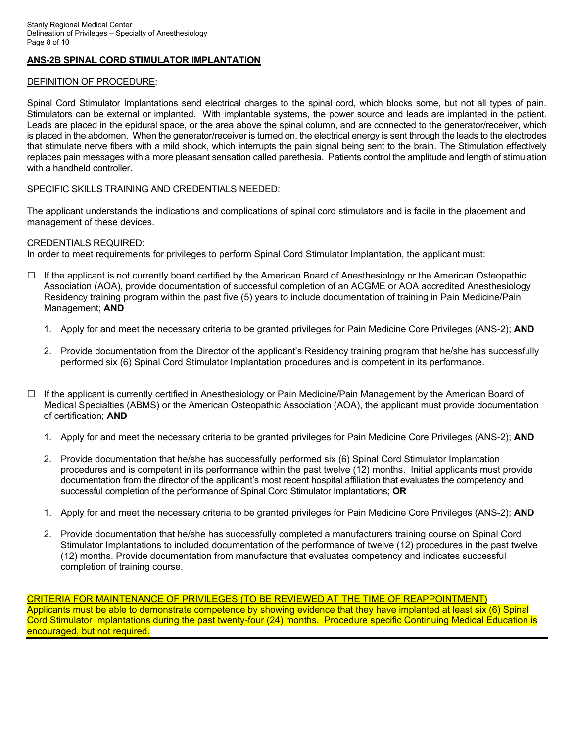## ANS-2B SPINAL CORD STIMULATOR IMPLANTATION

DEFINITION OF PROCEDURE:

Spinal Cord Stimulator Implantations send electrical charges to the spinal cord, which blocks some, but not all types of pain. Stimulators can be external or implanted. With implantable systems, the power source and leads are implanted in the patient. Leads are placed in the epidural space, or the area above the spinal column, and are connected to the generator/receiver, which is placed in the abdomen. When the generator/receiver is turned on, the electrical energy is sent through the leads to the electrodes that stimulate nerve fibers with a mild shock, which interrupts the pain signal being sent to the brain. The Stimulation effectively replaces pain messages with a more pleasant sensation called parethesia. Patients control the amplitude and length of stimulation with a handheld controller.

SPECIFIC SKILLS TRAINING AND CREDENTIALS NEEDED:

The applicant understands the indications and complications of spinal cord stimulators and is facile in the placement and management of these devices.

CREDENTIALS REQUIRED:
In order to meet requirements for privileges to perform Spinal Cord Stimulator Implantation, the applicant must:

☐ If the applicant is not currently board certified by the American Board of Anesthesiology or the American Osteopathic Association (AOA), provide documentation of successful completion of an ACGME or AOA accredited Anesthesiology Residency training program within the past five (5) years to include documentation of training in Pain Medicine/Pain Management; **AND**

1. Apply for and meet the necessary criteria to be granted privileges for Pain Medicine Core Privileges (ANS-2); **AND**

2. Provide documentation from the Director of the applicant's Residency training program that he/she has successfully performed six (6) Spinal Cord Stimulator Implantation procedures and is competent in its performance.

☐ If the applicant is currently certified in Anesthesiology or Pain Medicine/Pain Management by the American Board of Medical Specialties (ABMS) or the American Osteopathic Association (AOA), the applicant must provide documentation of certification; **AND**

1. Apply for and meet the necessary criteria to be granted privileges for Pain Medicine Core Privileges (ANS-2); **AND**

2. Provide documentation that he/she has successfully performed six (6) Spinal Cord Stimulator Implantation procedures and is competent in its performance within the past twelve (12) months. Initial applicants must provide documentation from the director of the applicant's most recent hospital affiliation that evaluates the competency and successful completion of the performance of Spinal Cord Stimulator Implantations; **OR**

1. Apply for and meet the necessary criteria to be granted privileges for Pain Medicine Core Privileges (ANS-2); **AND**

2. Provide documentation that he/she has successfully completed a manufacturers training course on Spinal Cord Stimulator Implantations to included documentation of the performance of twelve (12) procedures in the past twelve (12) months. Provide documentation from manufacture that evaluates competency and indicates successful completion of training course.

CRITERIA FOR MAINTENANCE OF PRIVILEGES (TO BE REVIEWED AT THE TIME OF REAPPOINTMENT)
Applicants must be able to demonstrate competence by showing evidence that they have implanted at least six (6) Spinal Cord Stimulator Implantations during the past twenty-four (24) months. Procedure specific Continuing Medical Education is encouraged, but not required.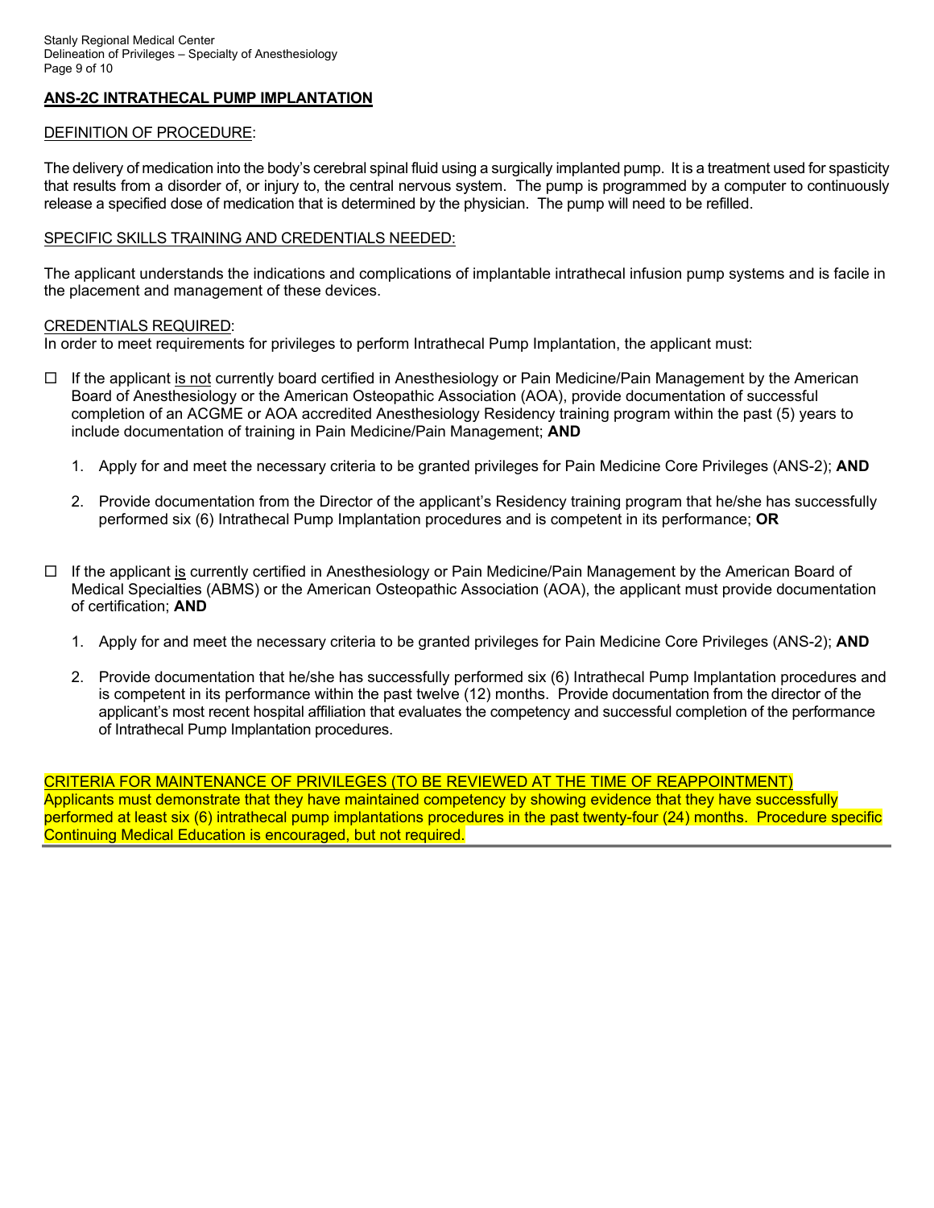## ANS-2C INTRATHECAL PUMP IMPLANTATION

DEFINITION OF PROCEDURE:

The delivery of medication into the body's cerebral spinal fluid using a surgically implanted pump. It is a treatment used for spasticity that results from a disorder of, or injury to, the central nervous system. The pump is programmed by a computer to continuously release a specified dose of medication that is determined by the physician. The pump will need to be refilled.

SPECIFIC SKILLS TRAINING AND CREDENTIALS NEEDED:

The applicant understands the indications and complications of implantable intrathecal infusion pump systems and is facile in the placement and management of these devices.

CREDENTIALS REQUIRED:
In order to meet requirements for privileges to perform Intrathecal Pump Implantation, the applicant must:

- ☐ If the applicant is not currently board certified in Anesthesiology or Pain Medicine/Pain Management by the American Board of Anesthesiology or the American Osteopathic Association (AOA), provide documentation of successful completion of an ACGME or AOA accredited Anesthesiology Residency training program within the past (5) years to include documentation of training in Pain Medicine/Pain Management; **AND**

  1. Apply for and meet the necessary criteria to be granted privileges for Pain Medicine Core Privileges (ANS-2); **AND**
  2. Provide documentation from the Director of the applicant's Residency training program that he/she has successfully performed six (6) Intrathecal Pump Implantation procedures and is competent in its performance; **OR**

- ☐ If the applicant is currently certified in Anesthesiology or Pain Medicine/Pain Management by the American Board of Medical Specialties (ABMS) or the American Osteopathic Association (AOA), the applicant must provide documentation of certification; **AND**

  1. Apply for and meet the necessary criteria to be granted privileges for Pain Medicine Core Privileges (ANS-2); **AND**
  2. Provide documentation that he/she has successfully performed six (6) Intrathecal Pump Implantation procedures and is competent in its performance within the past twelve (12) months. Provide documentation from the director of the applicant's most recent hospital affiliation that evaluates the competency and successful completion of the performance of Intrathecal Pump Implantation procedures.

CRITERIA FOR MAINTENANCE OF PRIVILEGES (TO BE REVIEWED AT THE TIME OF REAPPOINTMENT)
Applicants must demonstrate that they have maintained competency by showing evidence that they have successfully performed at least six (6) intrathecal pump implantations procedures in the past twenty-four (24) months. Procedure specific Continuing Medical Education is encouraged, but not required.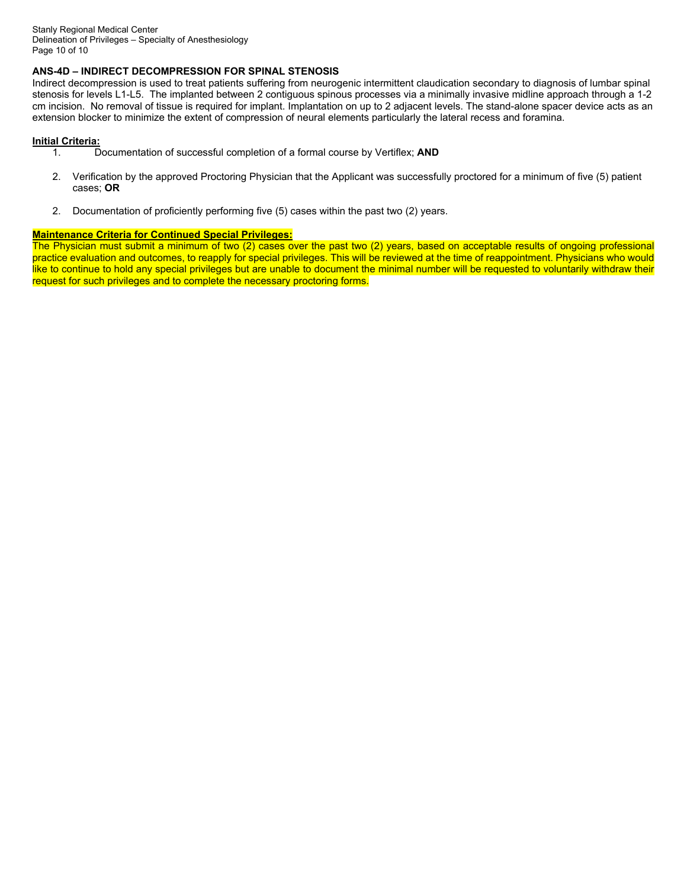## ANS-4D – INDIRECT DECOMPRESSION FOR SPINAL STENOSIS

Indirect decompression is used to treat patients suffering from neurogenic intermittent claudication secondary to diagnosis of lumbar spinal stenosis for levels L1-L5. The implanted between 2 contiguous spinous processes via a minimally invasive midline approach through a 1-2 cm incision. No removal of tissue is required for implant. Implantation on up to 2 adjacent levels. The stand-alone spacer device acts as an extension blocker to minimize the extent of compression of neural elements particularly the lateral recess and foramina.

**Initial Criteria:**

1. Documentation of successful completion of a formal course by Vertiflex; **AND**

2. Verification by the approved Proctoring Physician that the Applicant was successfully proctored for a minimum of five (5) patient cases; **OR**

2. Documentation of proficiently performing five (5) cases within the past two (2) years.

**Maintenance Criteria for Continued Special Privileges:**

The Physician must submit a minimum of two (2) cases over the past two (2) years, based on acceptable results of ongoing professional practice evaluation and outcomes, to reapply for special privileges. This will be reviewed at the time of reappointment. Physicians who would like to continue to hold any special privileges but are unable to document the minimal number will be requested to voluntarily withdraw their request for such privileges and to complete the necessary proctoring forms.